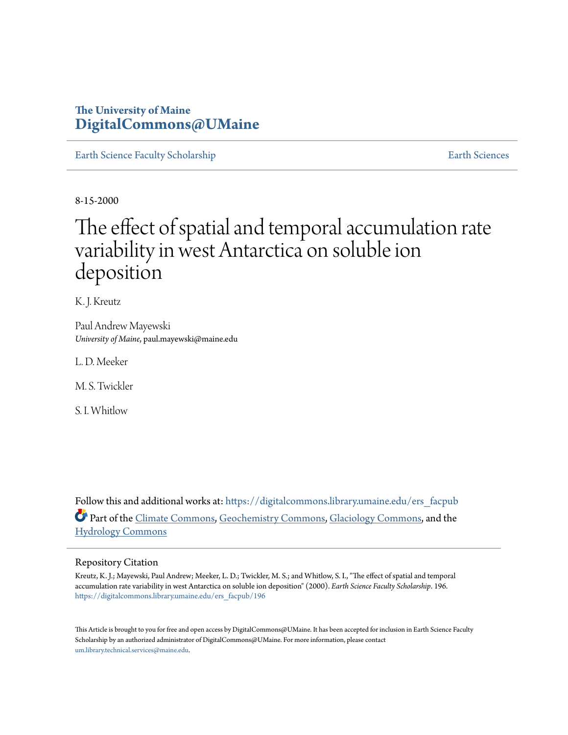The University of Maine
**DigitalCommons@UMaine**

Earth Science Faculty Scholarship | Earth Sciences

8-15-2000

# The effect of spatial and temporal accumulation rate variability in west Antarctica on soluble ion deposition

K. J. Kreutz

Paul Andrew Mayewski
*University of Maine*, paul.mayewski@maine.edu

L. D. Meeker

M. S. Twickler

S. I. Whitlow

Follow this and additional works at: https://digitalcommons.library.umaine.edu/ers_facpub

Part of the Climate Commons, Geochemistry Commons, Glaciology Commons, and the Hydrology Commons

## Repository Citation

Kreutz, K. J.; Mayewski, Paul Andrew; Meeker, L. D.; Twickler, M. S.; and Whitlow, S. I., "The effect of spatial and temporal accumulation rate variability in west Antarctica on soluble ion deposition" (2000). *Earth Science Faculty Scholarship*. 196.
https://digitalcommons.library.umaine.edu/ers_facpub/196

This Article is brought to you for free and open access by DigitalCommons@UMaine. It has been accepted for inclusion in Earth Science Faculty Scholarship by an authorized administrator of DigitalCommons@UMaine. For more information, please contact um.library.technical.services@maine.edu.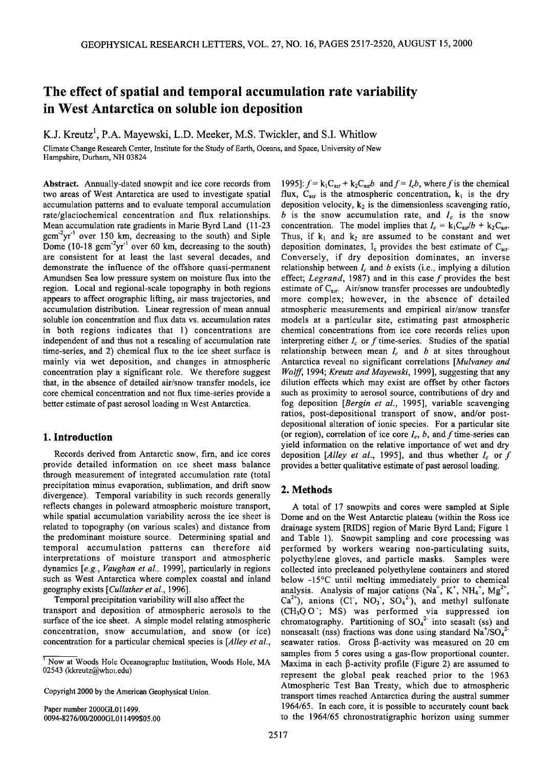# The effect of spatial and temporal accumulation rate variability in West Antarctica on soluble ion deposition

K.J. Kreutz[1], P.A. Mayewski, L.D. Meeker, M.S. Twickler, and S.I. Whitlow

Climate Change Research Center, Institute for the Study of Earth, Oceans, and Space, University of New Hampshire, Durham, NH 03824

**Abstract.** Annually-dated snowpit and ice core records from two areas of West Antarctica are used to investigate spatial accumulation patterns and to evaluate temporal accumulation rate/glaciochemical concentration and flux relationships. Mean accumulation rate gradients in Marie Byrd Land (11-23 $gcm^{-2}yr^{-1}$ over 150 km, decreasing to the south) and Siple Dome (10-18 $gcm^{-2}yr^{-1}$ over 60 km, decreasing to the south) are consistent for at least the last several decades, and demonstrate the influence of the offshore quasi-permanent Amundsen Sea low pressure system on moisture flux into the region. Local and regional-scale topography in both regions appears to affect orographic lifting, air mass trajectories, and accumulation distribution. Linear regression of mean annual soluble ion concentration and flux data vs. accumulation rates in both regions indicates that 1) concentrations are independent of and thus not a rescaling of accumulation rate time-series, and 2) chemical flux to the ice sheet surface is mainly via wet deposition, and changes in atmospheric concentration play a significant role. We therefore suggest that, in the absence of detailed air/snow transfer models, ice core chemical concentration and not flux time-series provide a better estimate of past aerosol loading in West Antarctica.

## 1. Introduction

Records derived from Antarctic snow, firn, and ice cores provide detailed information on ice sheet mass balance through measurement of integrated accumulation rate (total precipitation minus evaporation, sublimation, and drift snow divergence). Temporal variability in such records generally reflects changes in poleward atmospheric moisture transport, while spatial accumulation variability across the ice sheet is related to topography (on various scales) and distance from the predominant moisture source. Determining spatial and temporal accumulation patterns can therefore aid interpretations of moisture transport and atmospheric dynamics [*e.g.*, *Vaughan et al.*, 1999], particularly in regions such as West Antarctica where complex coastal and inland geography exists [*Cullather et al.*, 1996].

Temporal precipitation variability will also affect the transport and deposition of atmospheric aerosols to the surface of the ice sheet. A simple model relating atmospheric concentration, snow accumulation, and snow (or ice) concentration for a particular chemical species is [*Alley et al.*, 1995]: $f = k_1C_{air} + k_2C_{air}b$ and $f = I_cb$, where $f$ is the chemical flux, $C_{air}$ is the atmospheric concentration, $k_1$ is the dry deposition velocity, $k_2$ is the dimensionless scavenging ratio, $b$ is the snow accumulation rate, and $I_c$ is the snow concentration. The model implies that $I_c = k_1C_{air}/b + k_2C_{air}$. Thus, if $k_1$ and $k_2$ are assumed to be constant and wet deposition dominates, $I_c$ provides the best estimate of $C_{air}$. Conversely, if dry deposition dominates, an inverse relationship between $I_c$ and $b$ exists (i.e., implying a dilution effect; *Legrand*, 1987) and in this case $f$ provides the best estimate of $C_{air}$. Air/snow transfer processes are undoubtedly more complex; however, in the absence of detailed atmospheric measurements and empirical air/snow transfer models at a particular site, estimating past atmospheric chemical concentrations from ice core records relies upon interpreting either $I_c$ or $f$ time-series. Studies of the spatial relationship between mean $I_c$ and $b$ at sites throughout Antarctica reveal no significant correlations [*Mulvaney and Wolff*, 1994; *Kreutz and Mayewski*, 1999], suggesting that any dilution effects which may exist are offset by other factors such as proximity to aerosol source, contributions of dry and fog deposition [*Bergin et al.*, 1995], variable scavenging ratios, post-depositional transport of snow, and/or post-depositional alteration of ionic species. For a particular site (or region), correlation of ice core $I_c$, $b$, and $f$ time-series can yield information on the relative importance of wet and dry deposition [*Alley et al.*, 1995], and thus whether $I_c$ or $f$ provides a better qualitative estimate of past aerosol loading.

## 2. Methods

A total of 17 snowpits and cores were sampled at Siple Dome and on the West Antarctic plateau (within the Ross ice drainage system [RIDS] region of Marie Byrd Land; Figure 1 and Table 1). Snowpit sampling and core processing was performed by workers wearing non-particulating suits, polyethylene gloves, and particle masks. Samples were collected into precleaned polyethylene containers and stored below -15°C until melting immediately prior to chemical analysis. Analysis of major cations ($Na^+$, $K^+$, $NH_4^+$, $Mg^{2+}$, $Ca^{2+}$), anions ($Cl^-$, $NO_3^-$, $SO_4^{2-}$), and methyl sulfonate ($CH_3SO_3^-$; MS) was performed via suppressed ion chromatography. Partitioning of $SO_4^{2-}$ into seasalt (ss) and nonseasalt (nss) fractions was done using standard $Na^+/SO_4^{2-}$ seawater ratios. Gross β-activity was measured on 20 cm samples from 5 cores using a gas-flow proportional counter. Maxima in each β-activity profile (Figure 2) are assumed to represent the global peak reached prior to the 1963 Atmospheric Test Ban Treaty, which due to atmospheric transport times reached Antarctica during the austral summer 1964/65. In each core, it is possible to accurately count back to the 1964/65 chronostratigraphic horizon using summer

[1] Now at Woods Hole Oceanographic Institution, Woods Hole, MA 02543 (kkreutz@whoi.edu)

Copyright 2000 by the American Geophysical Union.

Paper number 2000GL011499.
0094-8276/00/2000GL011499$05.00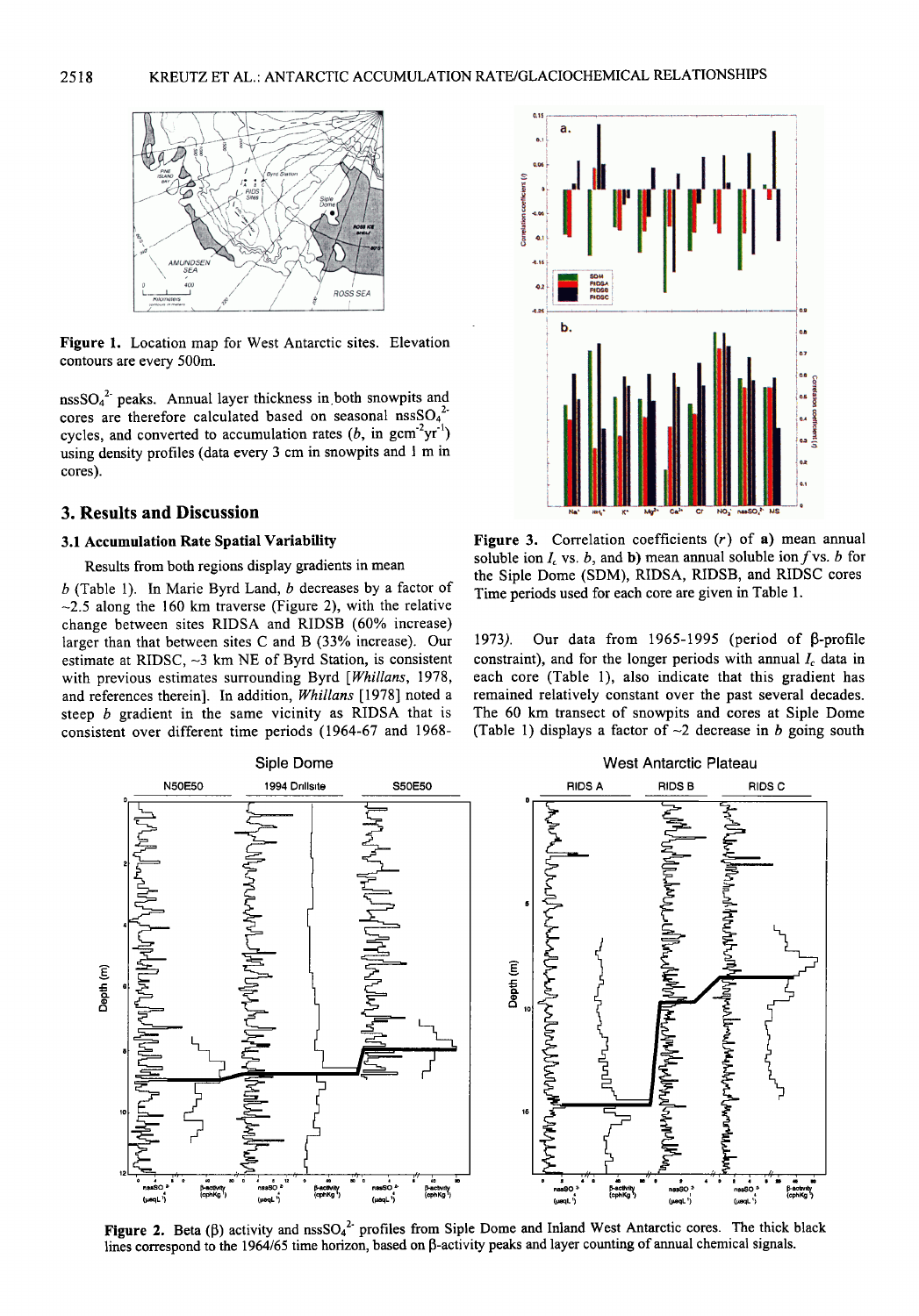Figure 1. Location map for West Antarctic sites. Elevation contours are every 500m.

$nssSO_4^{2-}$ peaks. Annual layer thickness in both snowpits and cores are therefore calculated based on seasonal $nssSO_4^{2-}$ cycles, and converted to accumulation rates ($b$, in $gcm^{-2}yr^{-1}$) using density profiles (data every 3 cm in snowpits and 1 m in cores).

## 3. Results and Discussion

### 3.1 Accumulation Rate Spatial Variability

Results from both regions display gradients in mean $b$ (Table 1). In Marie Byrd Land, $b$ decreases by a factor of ~2.5 along the 160 km traverse (Figure 2), with the relative change between sites RIDSA and RIDSB (60% increase) larger than that between sites C and B (33% increase). Our estimate at RIDSC, ~3 km NE of Byrd Station, is consistent with previous estimates surrounding Byrd [*Whillans*, 1978, and references therein]. In addition, *Whillans* [1978] noted a steep $b$ gradient in the same vicinity as RIDSA that is consistent over different time periods (1964-67 and 1968-1973). Our data from 1965-1995 (period of β-profile constraint), and for the longer periods with annual $I_c$ data in each core (Table 1), also indicate that this gradient has remained relatively constant over the past several decades. The 60 km transect of snowpits and cores at Siple Dome (Table 1) displays a factor of ~2 decrease in $b$ going south

Figure 3. Correlation coefficients ($r$) of **a)** mean annual soluble ion $I_c$ vs. $b$, and **b)** mean annual soluble ion $f$ vs. $b$ for the Siple Dome (SDM), RIDSA, RIDSB, and RIDSC cores. Time periods used for each core are given in Table 1.

Figure 2. Beta (β) activity and $nssSO_4^{2-}$ profiles from Siple Dome and Inland West Antarctic cores. The thick black lines correspond to the 1964/65 time horizon, based on β-activity peaks and layer counting of annual chemical signals.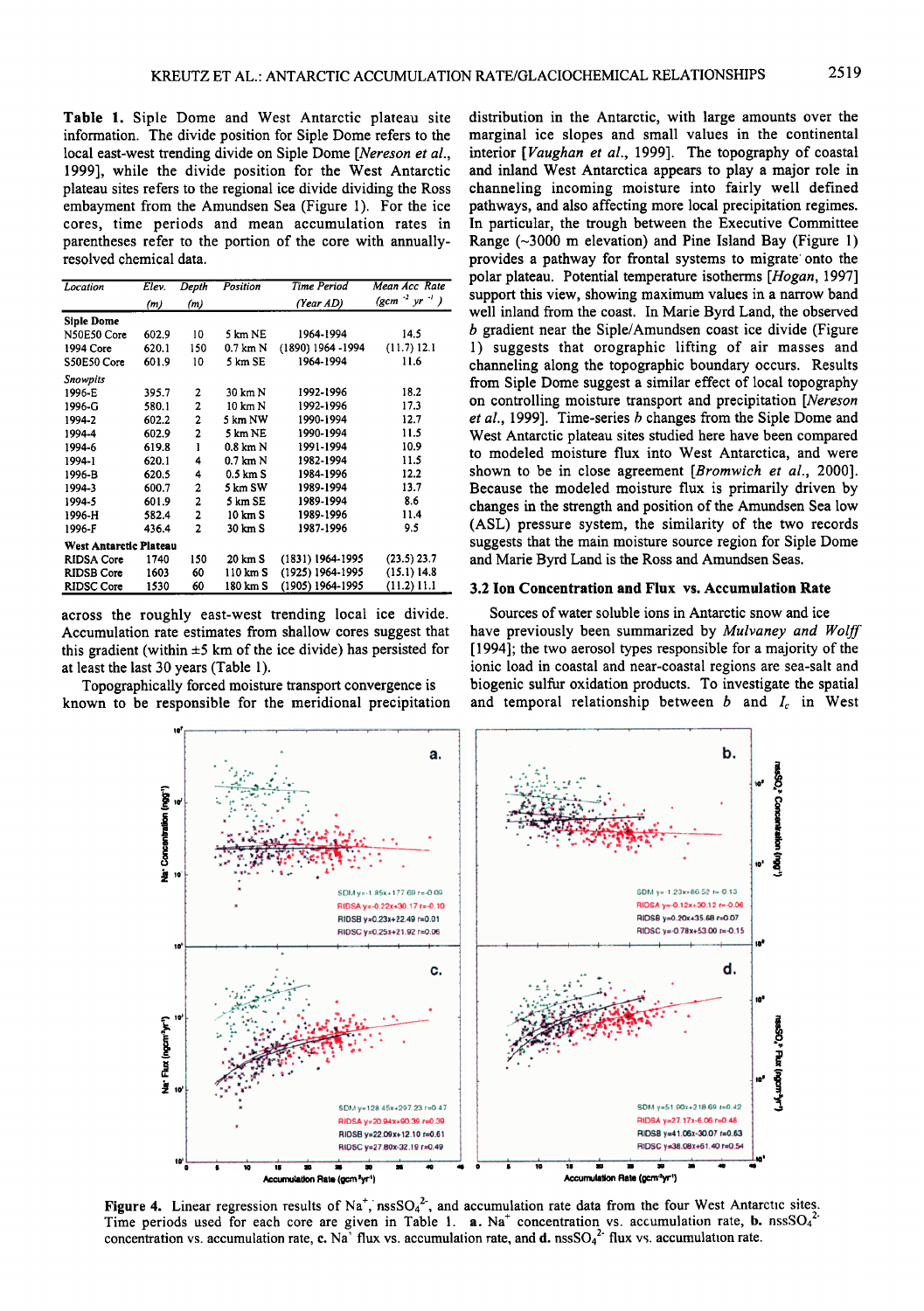**Table 1.** Siple Dome and West Antarctic plateau site information. The divide position for Siple Dome refers to the local east-west trending divide on Siple Dome [*Nereson et al.*, 1999], while the divide position for the West Antarctic plateau sites refers to the regional ice divide dividing the Ross embayment from the Amundsen Sea (Figure 1). For the ice cores, time periods and mean accumulation rates in parentheses refer to the portion of the core with annually-resolved chemical data.

| Location | Elev. (m) | Depth (m) | Position | Time Period (Year AD) | Mean Acc Rate ($gcm^{-2}yr^{-1}$) |
|---|---|---|---|---|---|
| **Siple Dome** | | | | | |
| N50E50 Core | 602.9 | 10 | 5 km NE | 1964-1994 | 14.5 |
| 1994 Core | 620.1 | 150 | 0.7 km N | (1890) 1964 -1994 | (11.7) 12.1 |
| S50E50 Core | 601.9 | 10 | 5 km SE | 1964-1994 | 11.6 |
| *Snowpits* | | | | | |
| 1996-E | 395.7 | 2 | 30 km N | 1992-1996 | 18.2 |
| 1996-G | 580.1 | 2 | 10 km N | 1992-1996 | 17.3 |
| 1994-2 | 602.2 | 2 | 5 km NW | 1990-1994 | 12.7 |
| 1994-4 | 602.9 | 2 | 5 km NE | 1990-1994 | 11.5 |
| 1994-6 | 619.8 | 1 | 0.8 km N | 1991-1994 | 10.9 |
| 1994-1 | 620.1 | 4 | 0.7 km N | 1982-1994 | 11.5 |
| 1996-B | 620.5 | 4 | 0.5 km S | 1984-1996 | 12.2 |
| 1994-3 | 600.7 | 2 | 5 km SW | 1989-1994 | 13.7 |
| 1994-5 | 601.9 | 2 | 5 km SE | 1989-1994 | 8.6 |
| 1996-H | 582.4 | 2 | 10 km S | 1989-1996 | 11.4 |
| 1996-F | 436.4 | 2 | 30 km S | 1987-1996 | 9.5 |
| **West Antarctic Plateau** | | | | | |
| RIDSA Core | 1740 | 150 | 20 km S | (1831) 1964-1995 | (23.5) 23.7 |
| RIDSB Core | 1603 | 60 | 110 km S | (1925) 1964-1995 | (15.1) 14.8 |
| RIDSC Core | 1530 | 60 | 180 km S | (1905) 1964-1995 | (11.2) 11.1 |

across the roughly east-west trending local ice divide. Accumulation rate estimates from shallow cores suggest that this gradient (within ±5 km of the ice divide) has persisted for at least the last 30 years (Table 1).

Topographically forced moisture transport convergence is known to be responsible for the meridional precipitation distribution in the Antarctic, with large amounts over the marginal ice slopes and small values in the continental interior [*Vaughan et al.*, 1999]. The topography of coastal and inland West Antarctica appears to play a major role in channeling incoming moisture into fairly well defined pathways, and also affecting more local precipitation regimes. In particular, the trough between the Executive Committee Range (~3000 m elevation) and Pine Island Bay (Figure 1) provides a pathway for frontal systems to migrate onto the polar plateau. Potential temperature isotherms [*Hogan*, 1997] support this view, showing maximum values in a narrow band well inland from the coast. In Marie Byrd Land, the observed $b$ gradient near the Siple/Amundsen coast ice divide (Figure 1) suggests that orographic lifting of air masses and channeling along the topographic boundary occurs. Results from Siple Dome suggest a similar effect of local topography on controlling moisture transport and precipitation [*Nereson et al.*, 1999]. Time-series $b$ changes from the Siple Dome and West Antarctic plateau sites studied here have been compared to modeled moisture flux into West Antarctica, and were shown to be in close agreement [*Bromwich et al.*, 2000]. Because the modeled moisture flux is primarily driven by changes in the strength and position of the Amundsen Sea low (ASL) pressure system, the similarity of the two records suggests that the main moisture source region for Siple Dome and Marie Byrd Land is the Ross and Amundsen Seas.

### 3.2 Ion Concentration and Flux vs. Accumulation Rate

Sources of water soluble ions in Antarctic snow and ice have previously been summarized by *Mulvaney and Wolff* [1994]; the two aerosol types responsible for a majority of the ionic load in coastal and near-coastal regions are sea-salt and biogenic sulfur oxidation products. To investigate the spatial and temporal relationship between $b$ and $I_c$ in West

**Figure 4.** Linear regression results of $Na^+$, $nssSO_4^{2-}$, and accumulation rate data from the four West Antarctic sites. Time periods used for each core are given in Table 1. **a.** $Na^+$ concentration vs. accumulation rate, **b.** $nssSO_4^{2-}$ concentration vs. accumulation rate, **c.** $Na^+$ flux vs. accumulation rate, and **d.** $nssSO_4^{2-}$ flux vs. accumulation rate.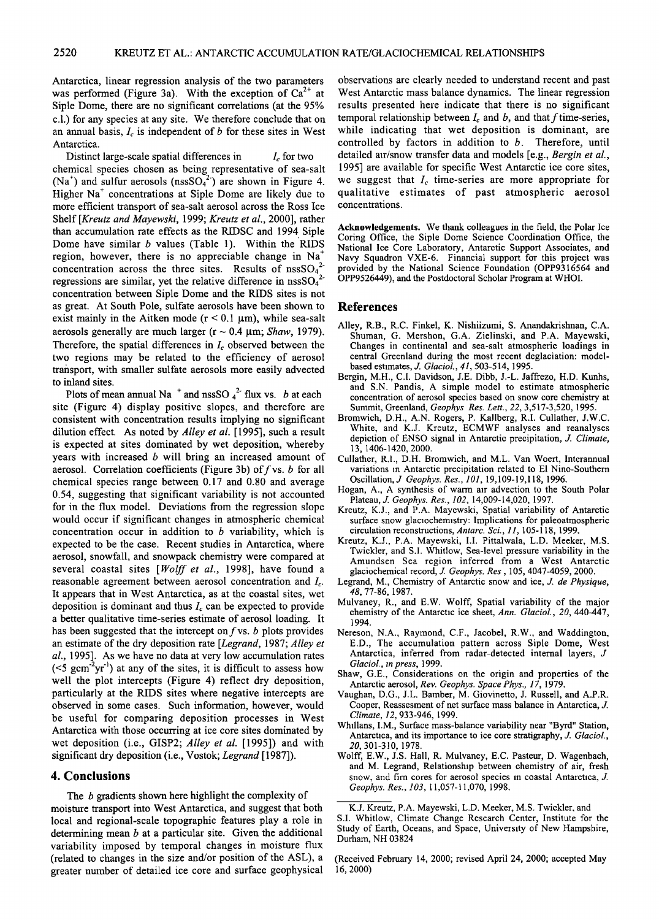Antarctica, linear regression analysis of the two parameters was performed (Figure 3a). With the exception of $Ca^{2+}$ at Siple Dome, there are no significant correlations (at the 95% c.l.) for any species at any site. We therefore conclude that on an annual basis, $I_c$ is independent of $b$ for these sites in West Antarctica.

Distinct large-scale spatial differences in $I_c$ for two chemical species chosen as being representative of sea-salt ($Na^+$) and sulfur aerosols ($nssSO_4^{2-}$) are shown in Figure 4. Higher $Na^+$ concentrations at Siple Dome are likely due to more efficient transport of sea-salt aerosol across the Ross Ice Shelf [*Kreutz and Mayewski*, 1999; *Kreutz et al.*, 2000], rather than accumulation rate effects as the RIDSC and 1994 Siple Dome have similar $b$ values (Table 1). Within the RIDS region, however, there is no appreciable change in $Na^+$ concentration across the three sites. Results of $nssSO_4^{2-}$ regressions are similar, yet the relative difference in $nssSO_4^{2-}$ concentration between Siple Dome and the RIDS sites is not as great. At South Pole, sulfate aerosols have been shown to exist mainly in the Aitken mode ($r < 0.1$ µm), while sea-salt aerosols generally are much larger ($r \sim 0.4$ µm; *Shaw*, 1979). Therefore, the spatial differences in $I_c$ observed between the two regions may be related to the efficiency of aerosol transport, with smaller sulfate aerosols more easily advected to inland sites.

Plots of mean annual $Na^+$ and $nssSO_4^{2-}$ flux vs. $b$ at each site (Figure 4) display positive slopes, and therefore are consistent with concentration results implying no significant dilution effect. As noted by *Alley et al.* [1995], such a result is expected at sites dominated by wet deposition, whereby years with increased $b$ will bring an increased amount of aerosol. Correlation coefficients (Figure 3b) of $f$ vs. $b$ for all chemical species range between 0.17 and 0.80 and average 0.54, suggesting that significant variability is not accounted for in the flux model. Deviations from the regression slope would occur if significant changes in atmospheric chemical concentration occur in addition to $b$ variability, which is expected to be the case. Recent studies in Antarctica, where aerosol, snowfall, and snowpack chemistry were compared at several coastal sites [*Wolff et al.*, 1998], have found a reasonable agreement between aerosol concentration and $I_c$. It appears that in West Antarctica, as at the coastal sites, wet deposition is dominant and thus $I_c$ can be expected to provide a better qualitative time-series estimate of aerosol loading. It has been suggested that the intercept on $f$ vs. $b$ plots provides an estimate of the dry deposition rate [*Legrand*, 1987; *Alley et al.*, 1995]. As we have no data at very low accumulation rates ($<5$ $gcm^{-2}yr^{-1}$) at any of the sites, it is difficult to assess how well the plot intercepts (Figure 4) reflect dry deposition, particularly at the RIDS sites where negative intercepts are observed in some cases. Such information, however, would be useful for comparing deposition processes in West Antarctica with those occurring at ice core sites dominated by wet deposition (i.e., GISP2; *Alley et al.* [1995]) and with significant dry deposition (i.e., Vostok; *Legrand* [1987]).

## 4. Conclusions

The $b$ gradients shown here highlight the complexity of moisture transport into West Antarctica, and suggest that both local and regional-scale topographic features play a role in determining mean $b$ at a particular site. Given the additional variability imposed by temporal changes in moisture flux (related to changes in the size and/or position of the ASL), a greater number of detailed ice core and surface geophysical observations are clearly needed to understand recent and past West Antarctic mass balance dynamics. The linear regression results presented here indicate that there is no significant temporal relationship between $I_c$ and $b$, and that $f$ time-series, while indicating that wet deposition is dominant, are controlled by factors in addition to $b$. Therefore, until detailed air/snow transfer data and models [e.g., *Bergin et al.*, 1995] are available for specific West Antarctic ice core sites, we suggest that $I_c$ time-series are more appropriate for qualitative estimates of past atmospheric aerosol concentrations.

**Acknowledgements.** We thank colleagues in the field, the Polar Ice Coring Office, the Siple Dome Science Coordination Office, the National Ice Core Laboratory, Antarctic Support Associates, and Navy Squadron VXE-6. Financial support for this project was provided by the National Science Foundation (OPP9316564 and OPP9526449), and the Postdoctoral Scholar Program at WHOI.

## References

Alley, R.B., R.C. Finkel, K. Nishiizumi, S. Anandakrishnan, C.A. Shuman, G. Mershon, G.A. Zielinski, and P.A. Mayewski, Changes in continental and sea-salt atmospheric loadings in central Greenland during the most recent deglaciation: model-based estimates, *J. Glaciol.*, *41*, 503-514, 1995.

Bergin, M.H., C.I. Davidson, J.E. Dibb, J.-L. Jaffrezo, H.D. Kunhs, and S.N. Pandis, A simple model to estimate atmospheric concentration of aerosol species based on snow core chemistry at Summit, Greenland, *Geophys Res. Lett.*, *22*, 3,517-3,520, 1995.

Bromwich, D.H., A.N. Rogers, P. Kallberg, R.I. Cullather, J.W.C. White, and K.J. Kreutz, ECMWF analyses and reanalyses depiction of ENSO signal in Antarctic precipitation, *J. Climate*, 13, 1406-1420, 2000.

Cullather, R.I., D.H. Bromwich, and M.L. Van Woert, Interannual variations in Antarctic precipitation related to El Nino-Southern Oscillation, *J Geophys. Res.*, *101*, 19,109-19,118, 1996.

Hogan, A., A synthesis of warm air advection to the South Polar Plateau, *J. Geophys. Res.*, *102*, 14,009-14,020, 1997.

Kreutz, K.J., and P.A. Mayewski, Spatial variability of Antarctic surface snow glaciochemistry: Implications for paleoatmospheric circulation reconstructions, *Antarc. Sci.*, *11*, 105-118, 1999.

Kreutz, K.J., P.A. Mayewski, I.I. Pittalwala, L.D. Meeker, M.S. Twickler, and S.I. Whitlow, Sea-level pressure variability in the Amundsen Sea region inferred from a West Antarctic glaciochemical record, *J. Geophys. Res*, 105, 4047-4059, 2000.

Legrand, M., Chemistry of Antarctic snow and ice, *J. de Physique*, *48*, 77-86, 1987.

Mulvaney, R., and E.W. Wolff, Spatial variability of the major chemistry of the Antarctic ice sheet, *Ann. Glaciol.*, *20*, 440-447, 1994.

Nereson, N.A., Raymond, C.F., Jacobel, R.W., and Waddington, E.D., The accumulation pattern across Siple Dome, West Antarctica, inferred from radar-detected internal layers, *J Glaciol.*, *in press*, 1999.

Shaw, G.E., Considerations on the origin and properties of the Antarctic aerosol, *Rev. Geophys. Space Phys.*, *17*, 1979.

Vaughan, D.G., J.L. Bamber, M. Giovinetto, J. Russell, and A.P.R. Cooper, Reassessment of net surface mass balance in Antarctica, *J. Climate*, *12*, 933-946, 1999.

Whillans, I.M., Surface mass-balance variability near "Byrd" Station, Antarctica, and its importance to ice core stratigraphy, *J. Glaciol.*, *20*, 301-310, 1978.

Wolff, E.W., J.S. Hall, R. Mulvaney, E.C. Pasteur, D. Wagenbach, and M. Legrand, Relationship between chemistry of air, fresh snow, and firn cores for aerosol species in coastal Antarctica, *J. Geophys. Res.*, *103*, 11,057-11,070, 1998.

---

K.J. Kreutz, P.A. Mayewski, L.D. Meeker, M.S. Twickler, and S.I. Whitlow, Climate Change Research Center, Institute for the Study of Earth, Oceans, and Space, University of New Hampshire, Durham, NH 03824

(Received February 14, 2000; revised April 24, 2000; accepted May 16, 2000)